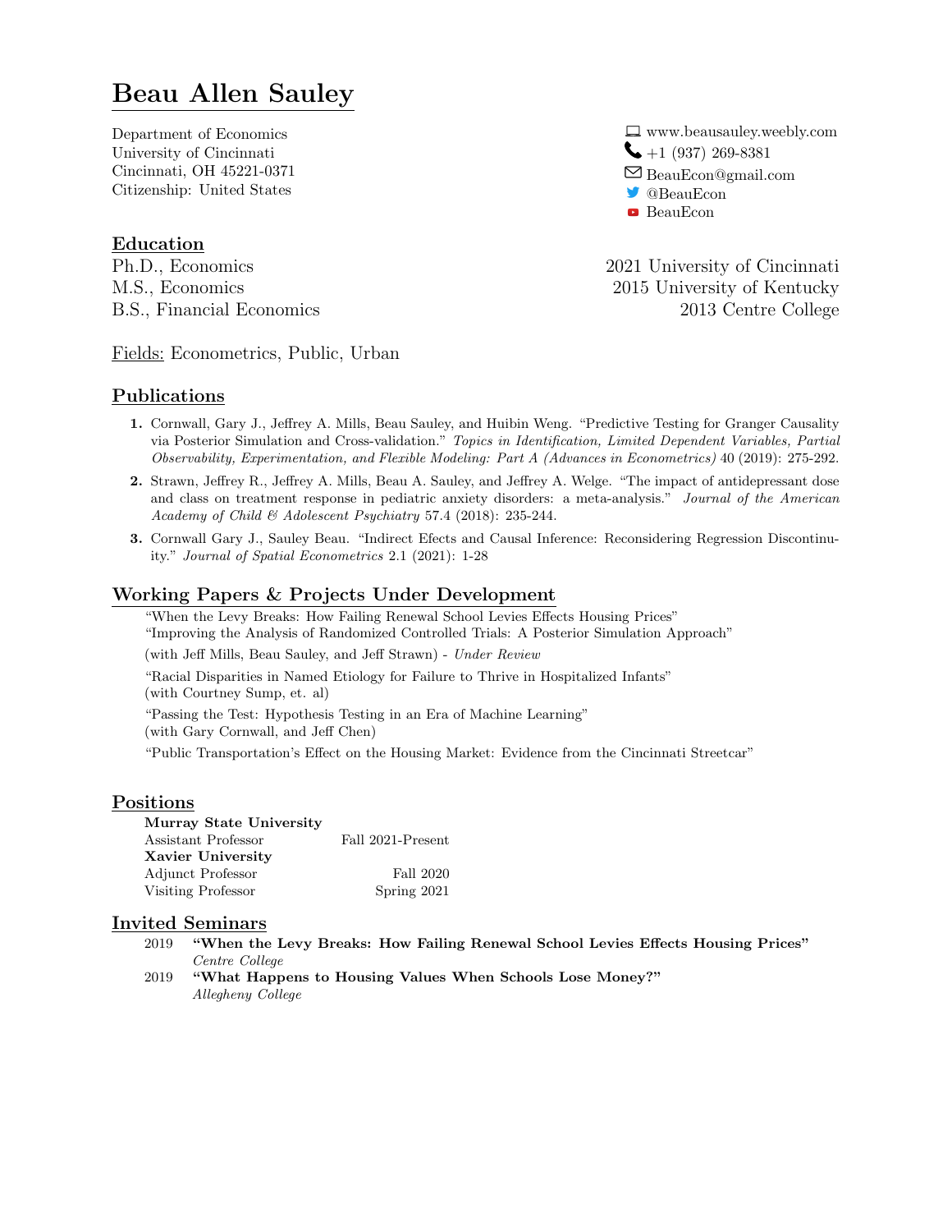# Beau Allen Sauley

Department of Economics
University of Cincinnati
Cincinnati, OH 45221-0371
Citizenship: United States

www.beausauley.weebly.com
+1 (937) 269-8381
BeauEcon@gmail.com
@BeauEcon
BeauEcon

## Education

| | |
|---|---|
| Ph.D., Economics | 2021 University of Cincinnati |
| M.S., Economics | 2015 University of Kentucky |
| B.S., Financial Economics | 2013 Centre College |

Fields: Econometrics, Public, Urban

## Publications

1. Cornwall, Gary J., Jeffrey A. Mills, Beau Sauley, and Huibin Weng. "Predictive Testing for Granger Causality via Posterior Simulation and Cross-validation." *Topics in Identification, Limited Dependent Variables, Partial Observability, Experimentation, and Flexible Modeling: Part A (Advances in Econometrics)* 40 (2019): 275-292.
2. Strawn, Jeffrey R., Jeffrey A. Mills, Beau A. Sauley, and Jeffrey A. Welge. "The impact of antidepressant dose and class on treatment response in pediatric anxiety disorders: a meta-analysis." *Journal of the American Academy of Child & Adolescent Psychiatry* 57.4 (2018): 235-244.
3. Cornwall Gary J., Sauley Beau. "Indirect Efects and Causal Inference: Reconsidering Regression Discontinuity." *Journal of Spatial Econometrics* 2.1 (2021): 1-28

## Working Papers & Projects Under Development

"When the Levy Breaks: How Failing Renewal School Levies Effects Housing Prices"

"Improving the Analysis of Randomized Controlled Trials: A Posterior Simulation Approach"
(with Jeff Mills, Beau Sauley, and Jeff Strawn) - *Under Review*

"Racial Disparities in Named Etiology for Failure to Thrive in Hospitalized Infants"
(with Courtney Sump, et. al)

"Passing the Test: Hypothesis Testing in an Era of Machine Learning"
(with Gary Cornwall, and Jeff Chen)

"Public Transportation's Effect on the Housing Market: Evidence from the Cincinnati Streetcar"

## Positions

**Murray State University**

| | |
|---|---|
| Assistant Professor | Fall 2021-Present |

**Xavier University**

| | |
|---|---|
| Adjunct Professor | Fall 2020 |
| Visiting Professor | Spring 2021 |

## Invited Seminars

2019 **"When the Levy Breaks: How Failing Renewal School Levies Effects Housing Prices"**
*Centre College*

2019 **"What Happens to Housing Values When Schools Lose Money?"**
*Allegheny College*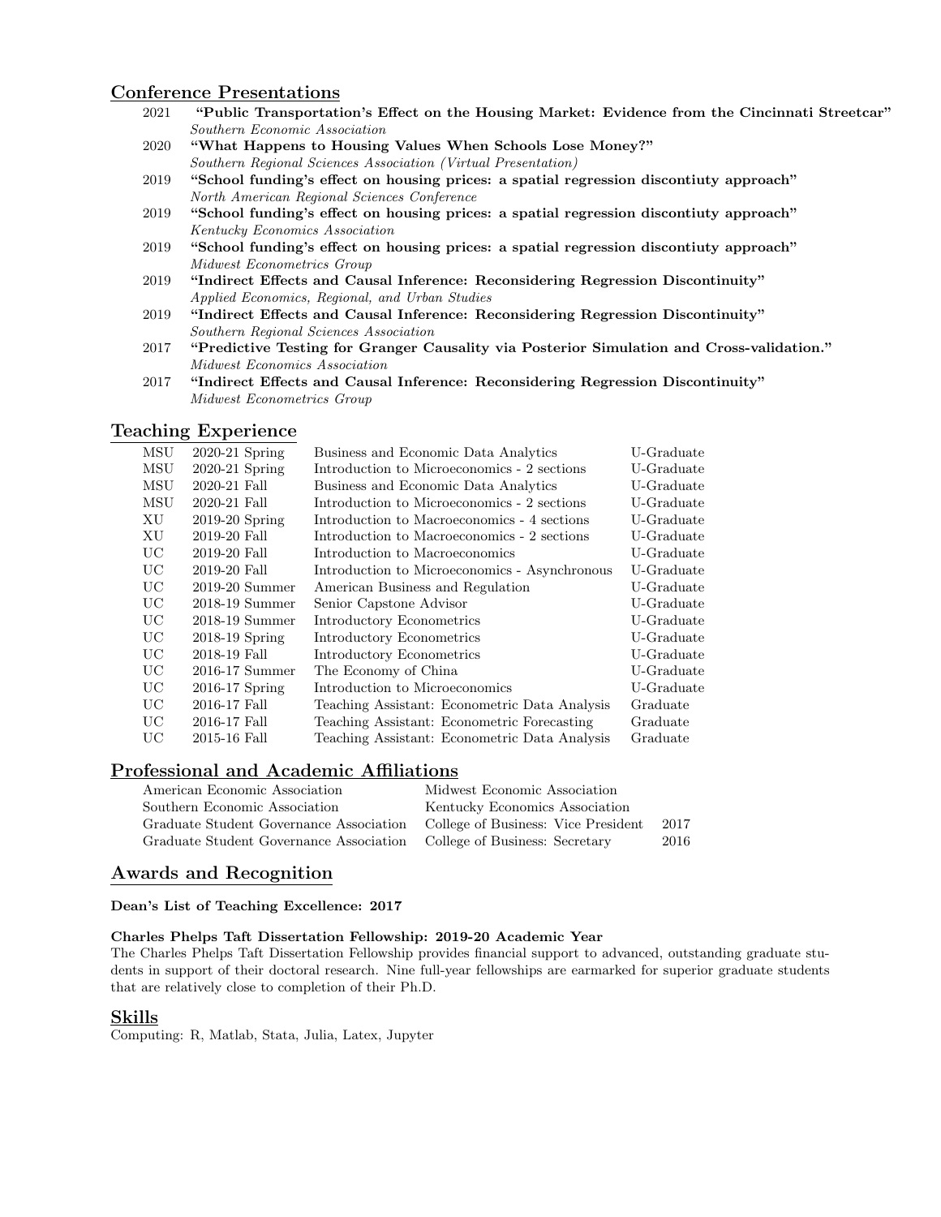## Conference Presentations

| | |
|---|---|
| 2021 | **"Public Transportation's Effect on the Housing Market: Evidence from the Cincinnati Streetcar"** *Southern Economic Association* |
| 2020 | **"What Happens to Housing Values When Schools Lose Money?"** *Southern Regional Sciences Association (Virtual Presentation)* |
| 2019 | **"School funding's effect on housing prices: a spatial regression discontiuty approach"** *North American Regional Sciences Conference* |
| 2019 | **"School funding's effect on housing prices: a spatial regression discontiuty approach"** *Kentucky Economics Association* |
| 2019 | **"School funding's effect on housing prices: a spatial regression discontiuty approach"** *Midwest Econometrics Group* |
| 2019 | **"Indirect Effects and Causal Inference: Reconsidering Regression Discontinuity"** *Applied Economics, Regional, and Urban Studies* |
| 2019 | **"Indirect Effects and Causal Inference: Reconsidering Regression Discontinuity"** *Southern Regional Sciences Association* |
| 2017 | **"Predictive Testing for Granger Causality via Posterior Simulation and Cross-validation."** *Midwest Economics Association* |
| 2017 | **"Indirect Effects and Causal Inference: Reconsidering Regression Discontinuity"** *Midwest Econometrics Group* |

## Teaching Experience

| | | | |
|---|---|---|---|
| MSU | 2020-21 Spring | Business and Economic Data Analytics | U-Graduate |
| MSU | 2020-21 Spring | Introduction to Microeconomics - 2 sections | U-Graduate |
| MSU | 2020-21 Fall | Business and Economic Data Analytics | U-Graduate |
| MSU | 2020-21 Fall | Introduction to Microeconomics - 2 sections | U-Graduate |
| XU | 2019-20 Spring | Introduction to Macroeconomics - 4 sections | U-Graduate |
| XU | 2019-20 Fall | Introduction to Macroeconomics - 2 sections | U-Graduate |
| UC | 2019-20 Fall | Introduction to Macroeconomics | U-Graduate |
| UC | 2019-20 Fall | Introduction to Microeconomics - Asynchronous | U-Graduate |
| UC | 2019-20 Summer | American Business and Regulation | U-Graduate |
| UC | 2018-19 Summer | Senior Capstone Advisor | U-Graduate |
| UC | 2018-19 Summer | Introductory Econometrics | U-Graduate |
| UC | 2018-19 Spring | Introductory Econometrics | U-Graduate |
| UC | 2018-19 Fall | Introductory Econometrics | U-Graduate |
| UC | 2016-17 Summer | The Economy of China | U-Graduate |
| UC | 2016-17 Spring | Introduction to Microeconomics | U-Graduate |
| UC | 2016-17 Fall | Teaching Assistant: Econometric Data Analysis | Graduate |
| UC | 2016-17 Fall | Teaching Assistant: Econometric Forecasting | Graduate |
| UC | 2015-16 Fall | Teaching Assistant: Econometric Data Analysis | Graduate |

## Professional and Academic Affiliations

| | | |
|---|---|---|
| American Economic Association | Midwest Economic Association | |
| Southern Economic Association | Kentucky Economics Association | |
| Graduate Student Governance Association | College of Business: Vice President | 2017 |
| Graduate Student Governance Association | College of Business: Secretary | 2016 |

## Awards and Recognition

**Dean's List of Teaching Excellence: 2017**

**Charles Phelps Taft Dissertation Fellowship: 2019-20 Academic Year**

The Charles Phelps Taft Dissertation Fellowship provides financial support to advanced, outstanding graduate students in support of their doctoral research. Nine full-year fellowships are earmarked for superior graduate students that are relatively close to completion of their Ph.D.

## Skills

Computing: R, Matlab, Stata, Julia, Latex, Jupyter